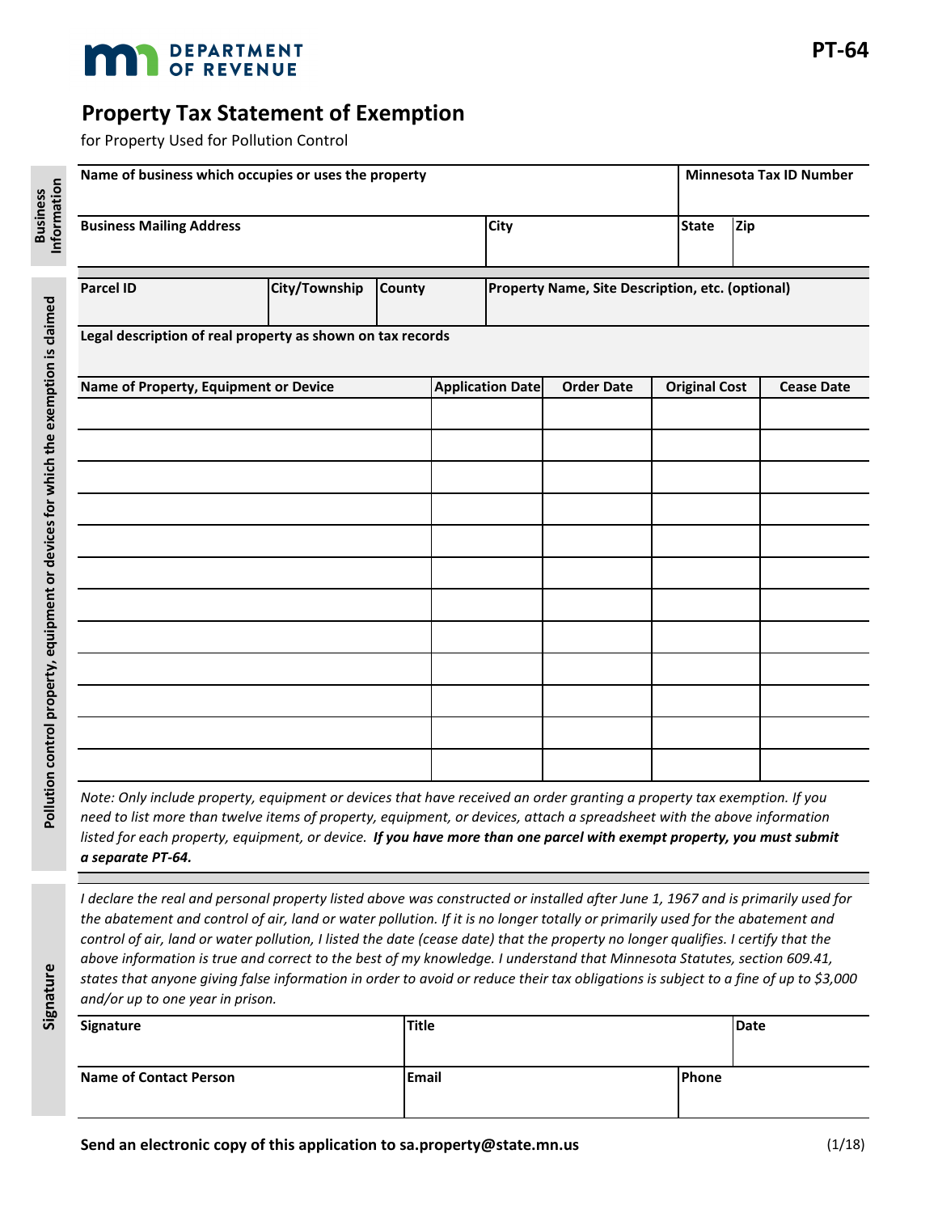DEPARTMENT OF REVENUE

PT-64

# Property Tax Statement of Exemption

for Property Used for Pollution Control

**Business Information**

| Name of business which occupies or uses the property | | | | Minnesota Tax ID Number |
|---|---|---|---|---|
| **Business Mailing Address** | | **City** | **State** | **Zip** |
| | | | | |

**Pollution control property, equipment or devices for which the exemption is claimed**

| Parcel ID | City/Township | County | Property Name, Site Description, etc. (optional) |
|---|---|---|---|
| | | | |

**Legal description of real property as shown on tax records**

| Name of Property, Equipment or Device | Application Date | Order Date | Original Cost | Cease Date |
|---|---|---|---|---|
| | | | | |
| | | | | |
| | | | | |
| | | | | |
| | | | | |
| | | | | |
| | | | | |
| | | | | |
| | | | | |
| | | | | |
| | | | | |
| | | | | |

*Note: Only include property, equipment or devices that have received an order granting a property tax exemption. If you need to list more than twelve items of property, equipment, or devices, attach a spreadsheet with the above information listed for each property, equipment, or device.* ***If you have more than one parcel with exempt property, you must submit a separate PT-64.***

**Signature**

*I declare the real and personal property listed above was constructed or installed after June 1, 1967 and is primarily used for the abatement and control of air, land or water pollution. If it is no longer totally or primarily used for the abatement and control of air, land or water pollution, I listed the date (cease date) that the property no longer qualifies. I certify that the above information is true and correct to the best of my knowledge. I understand that Minnesota Statutes, section 609.41, states that anyone giving false information in order to avoid or reduce their tax obligations is subject to a fine of up to $3,000 and/or up to one year in prison.*

| Signature | Title | | Date |
|---|---|---|---|
| **Name of Contact Person** | **Email** | **Phone** | |
| | | | |

**Send an electronic copy of this application to sa.property@state.mn.us**

(1/18)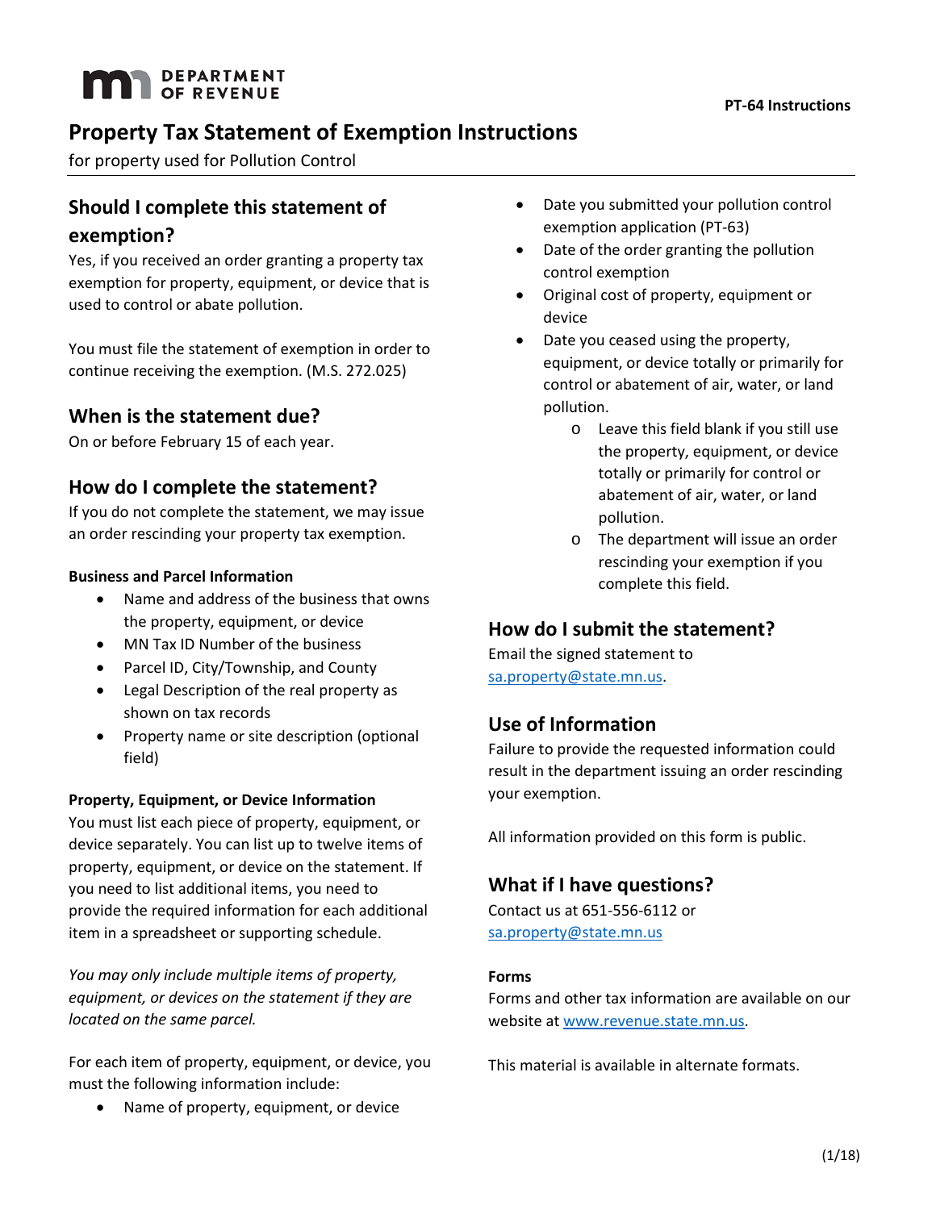# Property Tax Statement of Exemption Instructions

for property used for Pollution Control

PT-64 Instructions

## Should I complete this statement of exemption?

Yes, if you received an order granting a property tax exemption for property, equipment, or device that is used to control or abate pollution.

You must file the statement of exemption in order to continue receiving the exemption. (M.S. 272.025)

## When is the statement due?

On or before February 15 of each year.

## How do I complete the statement?

If you do not complete the statement, we may issue an order rescinding your property tax exemption.

**Business and Parcel Information**

- Name and address of the business that owns the property, equipment, or device
- MN Tax ID Number of the business
- Parcel ID, City/Township, and County
- Legal Description of the real property as shown on tax records
- Property name or site description (optional field)

**Property, Equipment, or Device Information**

You must list each piece of property, equipment, or device separately. You can list up to twelve items of property, equipment, or device on the statement. If you need to list additional items, you need to provide the required information for each additional item in a spreadsheet or supporting schedule.

*You may only include multiple items of property, equipment, or devices on the statement if they are located on the same parcel.*

For each item of property, equipment, or device, you must the following information include:

- Name of property, equipment, or device
- Date you submitted your pollution control exemption application (PT-63)
- Date of the order granting the pollution control exemption
- Original cost of property, equipment or device
- Date you ceased using the property, equipment, or device totally or primarily for control or abatement of air, water, or land pollution.
  - Leave this field blank if you still use the property, equipment, or device totally or primarily for control or abatement of air, water, or land pollution.
  - The department will issue an order rescinding your exemption if you complete this field.

## How do I submit the statement?

Email the signed statement to sa.property@state.mn.us.

## Use of Information

Failure to provide the requested information could result in the department issuing an order rescinding your exemption.

All information provided on this form is public.

## What if I have questions?

Contact us at 651-556-6112 or sa.property@state.mn.us

**Forms**

Forms and other tax information are available on our website at www.revenue.state.mn.us.

This material is available in alternate formats.

(1/18)